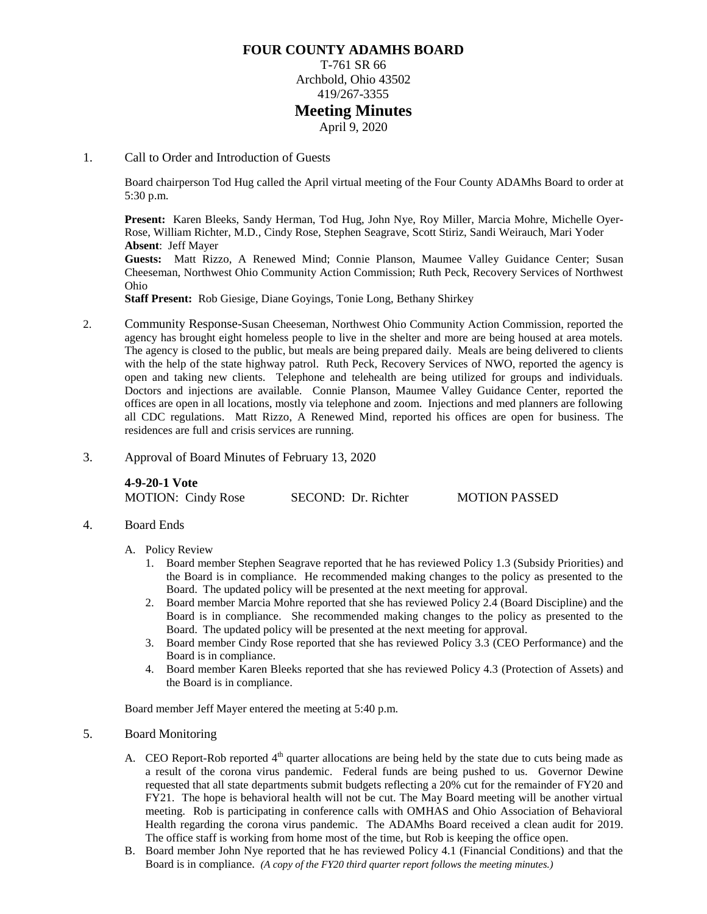# FOUR COUNTY ADAMHS BOARD

T-761 SR 66
Archbold, Ohio 43502
419/267-3355

## Meeting Minutes

April 9, 2020

1. Call to Order and Introduction of Guests

   Board chairperson Tod Hug called the April virtual meeting of the Four County ADAMhs Board to order at 5:30 p.m.

   **Present:** Karen Bleeks, Sandy Herman, Tod Hug, John Nye, Roy Miller, Marcia Mohre, Michelle Oyer-Rose, William Richter, M.D., Cindy Rose, Stephen Seagrave, Scott Stiriz, Sandi Weirauch, Mari Yoder
   **Absent**: Jeff Mayer
   **Guests:** Matt Rizzo, A Renewed Mind; Connie Planson, Maumee Valley Guidance Center; Susan Cheeseman, Northwest Ohio Community Action Commission; Ruth Peck, Recovery Services of Northwest Ohio
   **Staff Present:** Rob Giesige, Diane Goyings, Tonie Long, Bethany Shirkey

2. Community Response-Susan Cheeseman, Northwest Ohio Community Action Commission, reported the agency has brought eight homeless people to live in the shelter and more are being housed at area motels. The agency is closed to the public, but meals are being prepared daily. Meals are being delivered to clients with the help of the state highway patrol. Ruth Peck, Recovery Services of NWO, reported the agency is open and taking new clients. Telephone and telehealth are being utilized for groups and individuals. Doctors and injections are available. Connie Planson, Maumee Valley Guidance Center, reported the offices are open in all locations, mostly via telephone and zoom. Injections and med planners are following all CDC regulations. Matt Rizzo, A Renewed Mind, reported his offices are open for business. The residences are full and crisis services are running.

3. Approval of Board Minutes of February 13, 2020

   **4-9-20-1 Vote**
   MOTION: Cindy Rose     SECOND: Dr. Richter     MOTION PASSED

4. Board Ends

   A. Policy Review
      1. Board member Stephen Seagrave reported that he has reviewed Policy 1.3 (Subsidy Priorities) and the Board is in compliance. He recommended making changes to the policy as presented to the Board. The updated policy will be presented at the next meeting for approval.
      2. Board member Marcia Mohre reported that she has reviewed Policy 2.4 (Board Discipline) and the Board is in compliance. She recommended making changes to the policy as presented to the Board. The updated policy will be presented at the next meeting for approval.
      3. Board member Cindy Rose reported that she has reviewed Policy 3.3 (CEO Performance) and the Board is in compliance.
      4. Board member Karen Bleeks reported that she has reviewed Policy 4.3 (Protection of Assets) and the Board is in compliance.

   Board member Jeff Mayer entered the meeting at 5:40 p.m.

5. Board Monitoring

   A. CEO Report-Rob reported 4th quarter allocations are being held by the state due to cuts being made as a result of the corona virus pandemic. Federal funds are being pushed to us. Governor Dewine requested that all state departments submit budgets reflecting a 20% cut for the remainder of FY20 and FY21. The hope is behavioral health will not be cut. The May Board meeting will be another virtual meeting. Rob is participating in conference calls with OMHAS and Ohio Association of Behavioral Health regarding the corona virus pandemic. The ADAMhs Board received a clean audit for 2019. The office staff is working from home most of the time, but Rob is keeping the office open.
   B. Board member John Nye reported that he has reviewed Policy 4.1 (Financial Conditions) and that the Board is in compliance. *(A copy of the FY20 third quarter report follows the meeting minutes.)*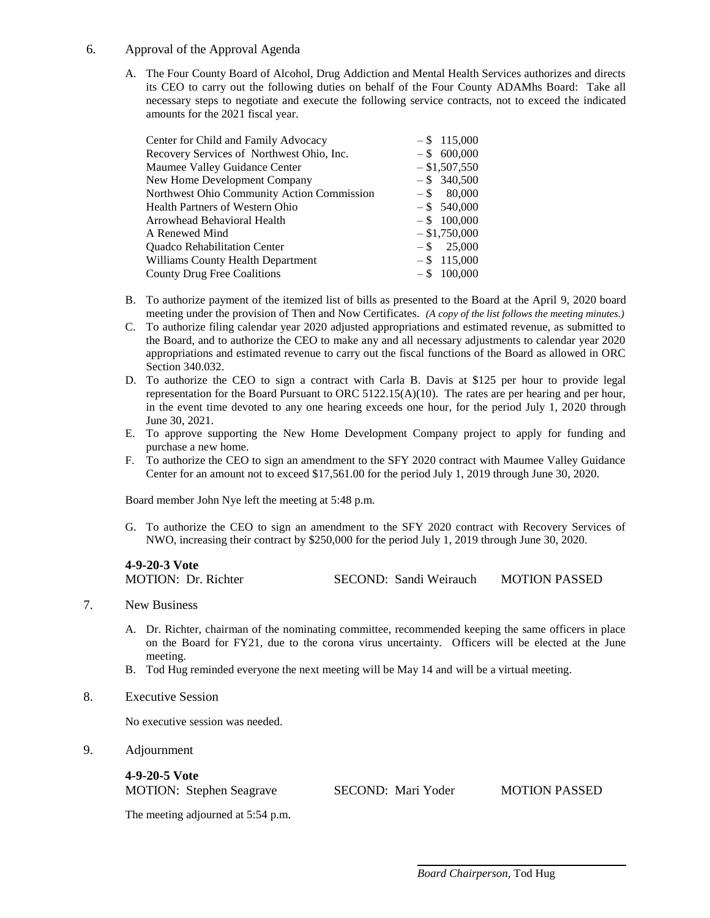6. Approval of the Approval Agenda

   A. The Four County Board of Alcohol, Drug Addiction and Mental Health Services authorizes and directs its CEO to carry out the following duties on behalf of the Four County ADAMhs Board: Take all necessary steps to negotiate and execute the following service contracts, not to exceed the indicated amounts for the 2021 fiscal year.

| | |
|---|---|
| Center for Child and Family Advocacy | – $ 115,000 |
| Recovery Services of Northwest Ohio, Inc. | – $ 600,000 |
| Maumee Valley Guidance Center | – $1,507,550 |
| New Home Development Company | – $ 340,500 |
| Northwest Ohio Community Action Commission | – $ 80,000 |
| Health Partners of Western Ohio | – $ 540,000 |
| Arrowhead Behavioral Health | – $ 100,000 |
| A Renewed Mind | – $1,750,000 |
| Quadco Rehabilitation Center | – $ 25,000 |
| Williams County Health Department | – $ 115,000 |
| County Drug Free Coalitions | – $ 100,000 |

   B. To authorize payment of the itemized list of bills as presented to the Board at the April 9, 2020 board meeting under the provision of Then and Now Certificates. *(A copy of the list follows the meeting minutes.)*
   C. To authorize filing calendar year 2020 adjusted appropriations and estimated revenue, as submitted to the Board, and to authorize the CEO to make any and all necessary adjustments to calendar year 2020 appropriations and estimated revenue to carry out the fiscal functions of the Board as allowed in ORC Section 340.032.
   D. To authorize the CEO to sign a contract with Carla B. Davis at $125 per hour to provide legal representation for the Board Pursuant to ORC 5122.15(A)(10). The rates are per hearing and per hour, in the event time devoted to any one hearing exceeds one hour, for the period July 1, 2020 through June 30, 2021.
   E. To approve supporting the New Home Development Company project to apply for funding and purchase a new home.
   F. To authorize the CEO to sign an amendment to the SFY 2020 contract with Maumee Valley Guidance Center for an amount not to exceed $17,561.00 for the period July 1, 2019 through June 30, 2020.

   Board member John Nye left the meeting at 5:48 p.m.

   G. To authorize the CEO to sign an amendment to the SFY 2020 contract with Recovery Services of NWO, increasing their contract by $250,000 for the period July 1, 2019 through June 30, 2020.

   **4-9-20-3 Vote**
   MOTION: Dr. Richter SECOND: Sandi Weirauch MOTION PASSED

7. New Business

   A. Dr. Richter, chairman of the nominating committee, recommended keeping the same officers in place on the Board for FY21, due to the corona virus uncertainty. Officers will be elected at the June meeting.
   B. Tod Hug reminded everyone the next meeting will be May 14 and will be a virtual meeting.

8. Executive Session

   No executive session was needed.

9. Adjournment

   **4-9-20-5 Vote**
   MOTION: Stephen Seagrave SECOND: Mari Yoder MOTION PASSED

   The meeting adjourned at 5:54 p.m.

*Board Chairperson,* Tod Hug